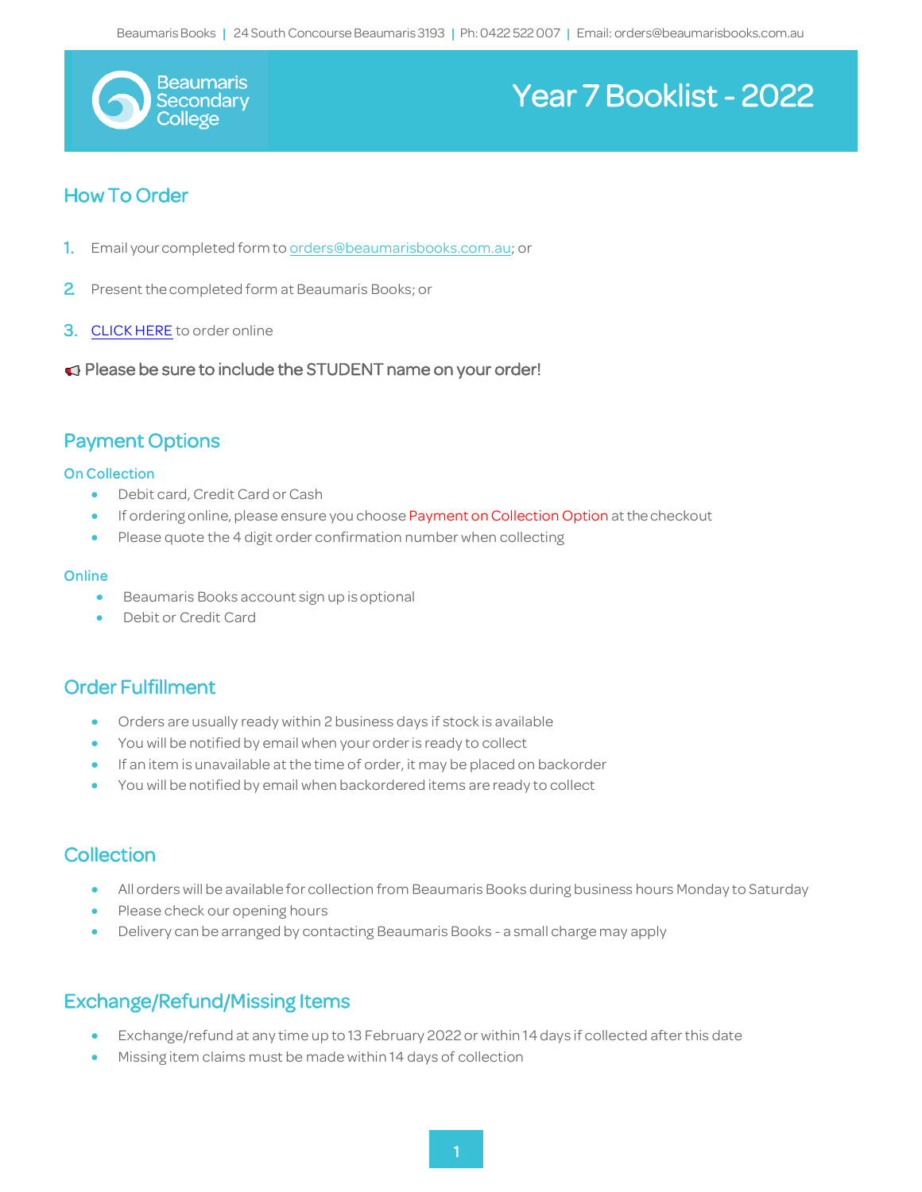# Year 7 Booklist - 2022

Beaumaris Secondary College

## How To Order

1. Email your completed form to orders@beaumarisbooks.com.au; or
2. Present the completed form at Beaumaris Books; or
3. CLICK HERE to order online

📢 **Please be sure to include the STUDENT name on your order!**

## Payment Options

### On Collection

- Debit card, Credit Card or Cash
- If ordering online, please ensure you choose Payment on Collection Option at the checkout
- Please quote the 4 digit order confirmation number when collecting

### Online

- Beaumaris Books account sign up is optional
- Debit or Credit Card

## Order Fulfillment

- Orders are usually ready within 2 business days if stock is available
- You will be notified by email when your order is ready to collect
- If an item is unavailable at the time of order, it may be placed on backorder
- You will be notified by email when backordered items are ready to collect

## Collection

- All orders will be available for collection from Beaumaris Books during business hours Monday to Saturday
- Please check our opening hours
- Delivery can be arranged by contacting Beaumaris Books - a small charge may apply

## Exchange/Refund/Missing Items

- Exchange/refund at any time up to 13 February 2022 or within 14 days if collected after this date
- Missing item claims must be made within 14 days of collection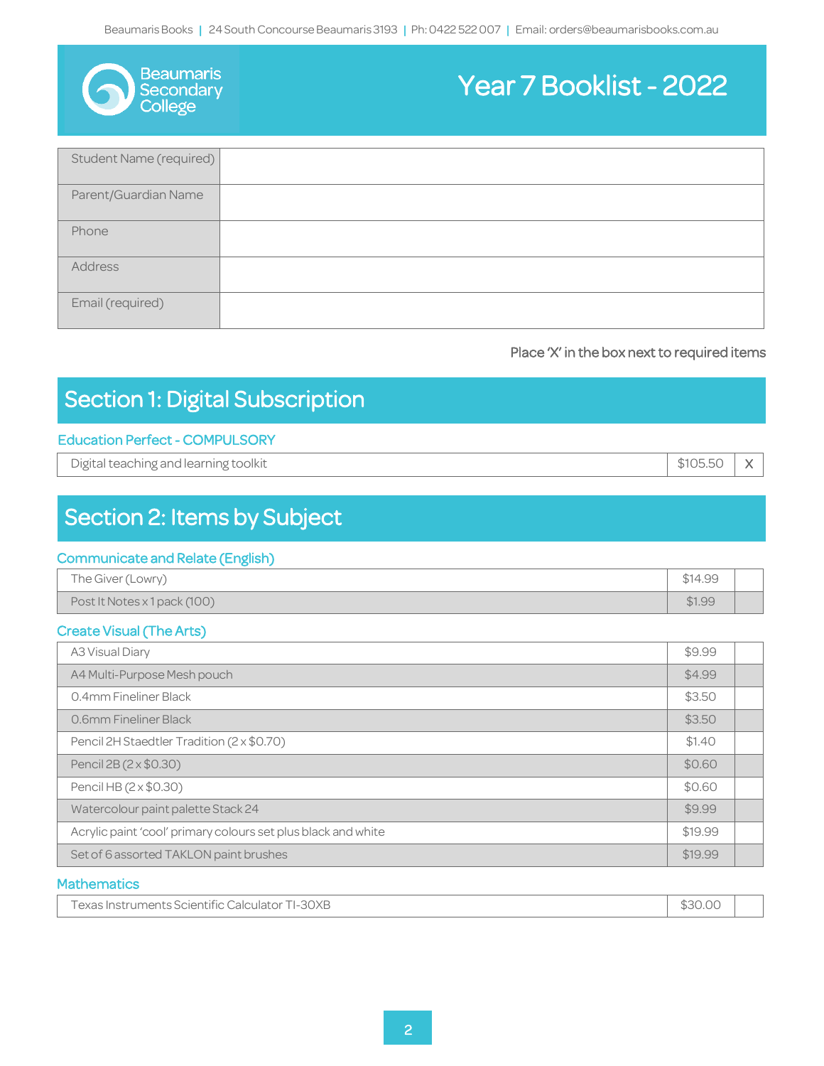Beaumaris Books | 24 South Concourse Beaumaris 3193 | Ph: 0422 522 007 | Email: orders@beaumarisbooks.com.au

Beaumaris Secondary College

# Year 7 Booklist - 2022

| Student Name (required) | |
|---|---|
| Parent/Guardian Name | |
| Phone | |
| Address | |
| Email (required) | |

Place 'X' in the box next to required items

## Section 1: Digital Subscription

### Education Perfect - COMPULSORY

| Item | Price | |
|---|---|---|
| Digital teaching and learning toolkit | $105.50 | X |

## Section 2: Items by Subject

### Communicate and Relate (English)

| Item | Price | |
|---|---|---|
| The Giver (Lowry) | $14.99 | |
| Post It Notes x 1 pack (100) | $1.99 | |

### Create Visual (The Arts)

| Item | Price | |
|---|---|---|
| A3 Visual Diary | $9.99 | |
| A4 Multi-Purpose Mesh pouch | $4.99 | |
| 0.4mm Fineliner Black | $3.50 | |
| 0.6mm Fineliner Black | $3.50 | |
| Pencil 2H Staedtler Tradition (2 x $0.70) | $1.40 | |
| Pencil 2B (2 x $0.30) | $0.60 | |
| Pencil HB (2 x $0.30) | $0.60 | |
| Watercolour paint palette Stack 24 | $9.99 | |
| Acrylic paint 'cool' primary colours set plus black and white | $19.99 | |
| Set of 6 assorted TAKLON paint brushes | $19.99 | |

### Mathematics

| Item | Price | |
|---|---|---|
| Texas Instruments Scientific Calculator TI-30XB | $30.00 | |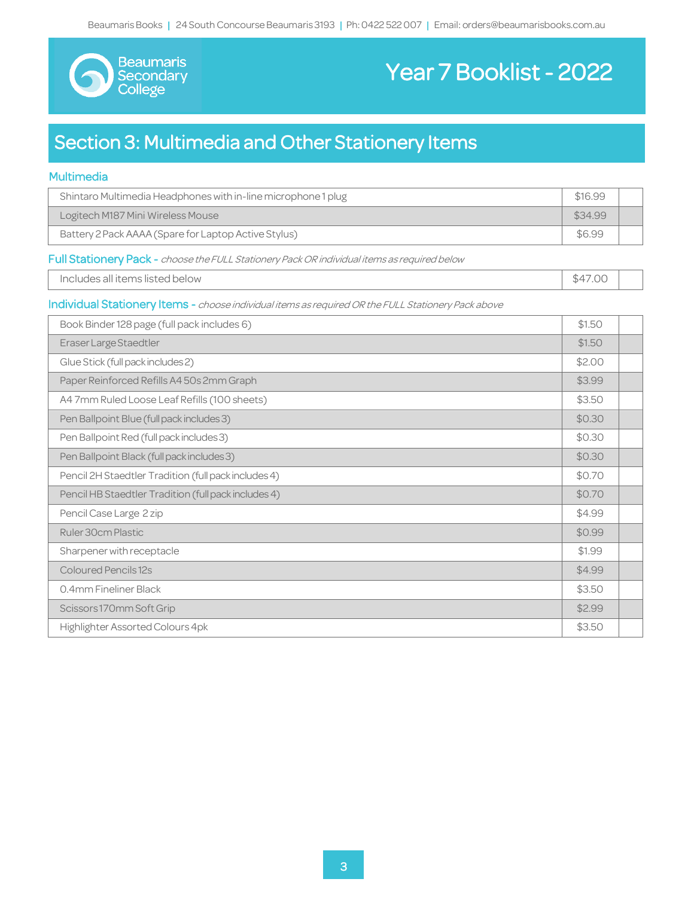Beaumaris Books | 24 South Concourse Beaumaris 3193 | Ph: 0422 522 007 | Email: orders@beaumarisbooks.com.au

Beaumaris Secondary College

# Year 7 Booklist - 2022

## Section 3: Multimedia and Other Stationery Items

### Multimedia

| | | |
|---|---|---|
| Shintaro Multimedia Headphones with in-line microphone 1 plug | $16.99 | |
| Logitech M187 Mini Wireless Mouse | $34.99 | |
| Battery 2 Pack AAAA (Spare for Laptop Active Stylus) | $6.99 | |

### Full Stationery Pack - *choose the FULL Stationery Pack OR individual items as required below*

| | | |
|---|---|---|
| Includes all items listed below | $47.00 | |

### Individual Stationery Items - *choose individual items as required OR the FULL Stationery Pack above*

| | | |
|---|---|---|
| Book Binder 128 page (full pack includes 6) | $1.50 | |
| Eraser Large Staedtler | $1.50 | |
| Glue Stick (full pack includes 2) | $2.00 | |
| Paper Reinforced Refills A4 50s 2mm Graph | $3.99 | |
| A4 7mm Ruled Loose Leaf Refills (100 sheets) | $3.50 | |
| Pen Ballpoint Blue (full pack includes 3) | $0.30 | |
| Pen Ballpoint Red (full pack includes 3) | $0.30 | |
| Pen Ballpoint Black (full pack includes 3) | $0.30 | |
| Pencil 2H Staedtler Tradition (full pack includes 4) | $0.70 | |
| Pencil HB Staedtler Tradition (full pack includes 4) | $0.70 | |
| Pencil Case Large 2 zip | $4.99 | |
| Ruler 30cm Plastic | $0.99 | |
| Sharpener with receptacle | $1.99 | |
| Coloured Pencils 12s | $4.99 | |
| 0.4mm Fineliner Black | $3.50 | |
| Scissors 170mm Soft Grip | $2.99 | |
| Highlighter Assorted Colours 4pk | $3.50 | |